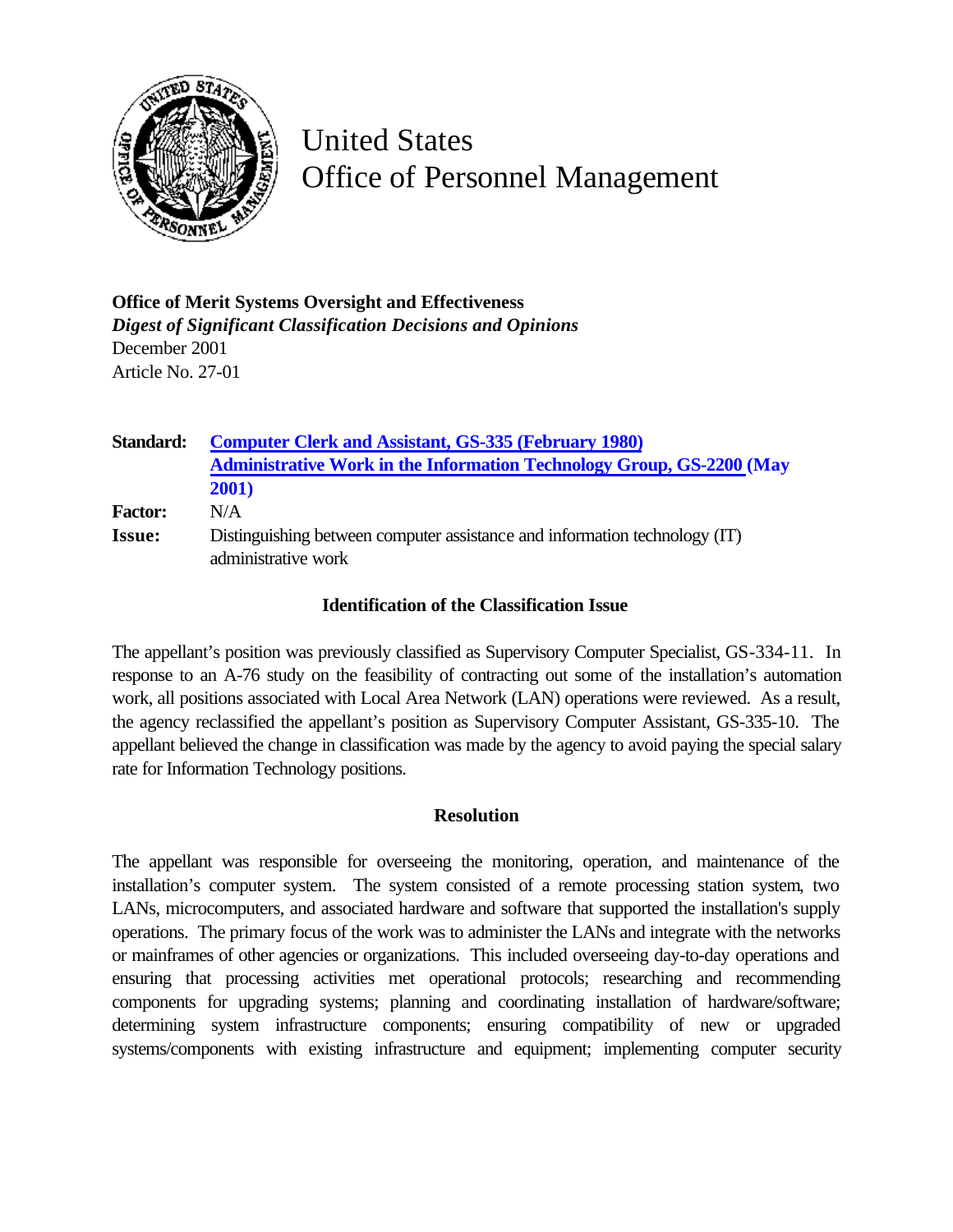# United States Office of Personnel Management

**Office of Merit Systems Oversight and Effectiveness**
*Digest of Significant Classification Decisions and Opinions*
December 2001
Article No. 27-01

| | |
|---|---|
| **Standard:** | **Computer Clerk and Assistant, GS-335 (February 1980)** **Administrative Work in the Information Technology Group, GS-2200 (May 2001)** |
| **Factor:** | N/A |
| **Issue:** | Distinguishing between computer assistance and information technology (IT) administrative work |

### Identification of the Classification Issue

The appellant's position was previously classified as Supervisory Computer Specialist, GS-334-11. In response to an A-76 study on the feasibility of contracting out some of the installation's automation work, all positions associated with Local Area Network (LAN) operations were reviewed. As a result, the agency reclassified the appellant's position as Supervisory Computer Assistant, GS-335-10. The appellant believed the change in classification was made by the agency to avoid paying the special salary rate for Information Technology positions.

### Resolution

The appellant was responsible for overseeing the monitoring, operation, and maintenance of the installation's computer system. The system consisted of a remote processing station system, two LANs, microcomputers, and associated hardware and software that supported the installation's supply operations. The primary focus of the work was to administer the LANs and integrate with the networks or mainframes of other agencies or organizations. This included overseeing day-to-day operations and ensuring that processing activities met operational protocols; researching and recommending components for upgrading systems; planning and coordinating installation of hardware/software; determining system infrastructure components; ensuring compatibility of new or upgraded systems/components with existing infrastructure and equipment; implementing computer security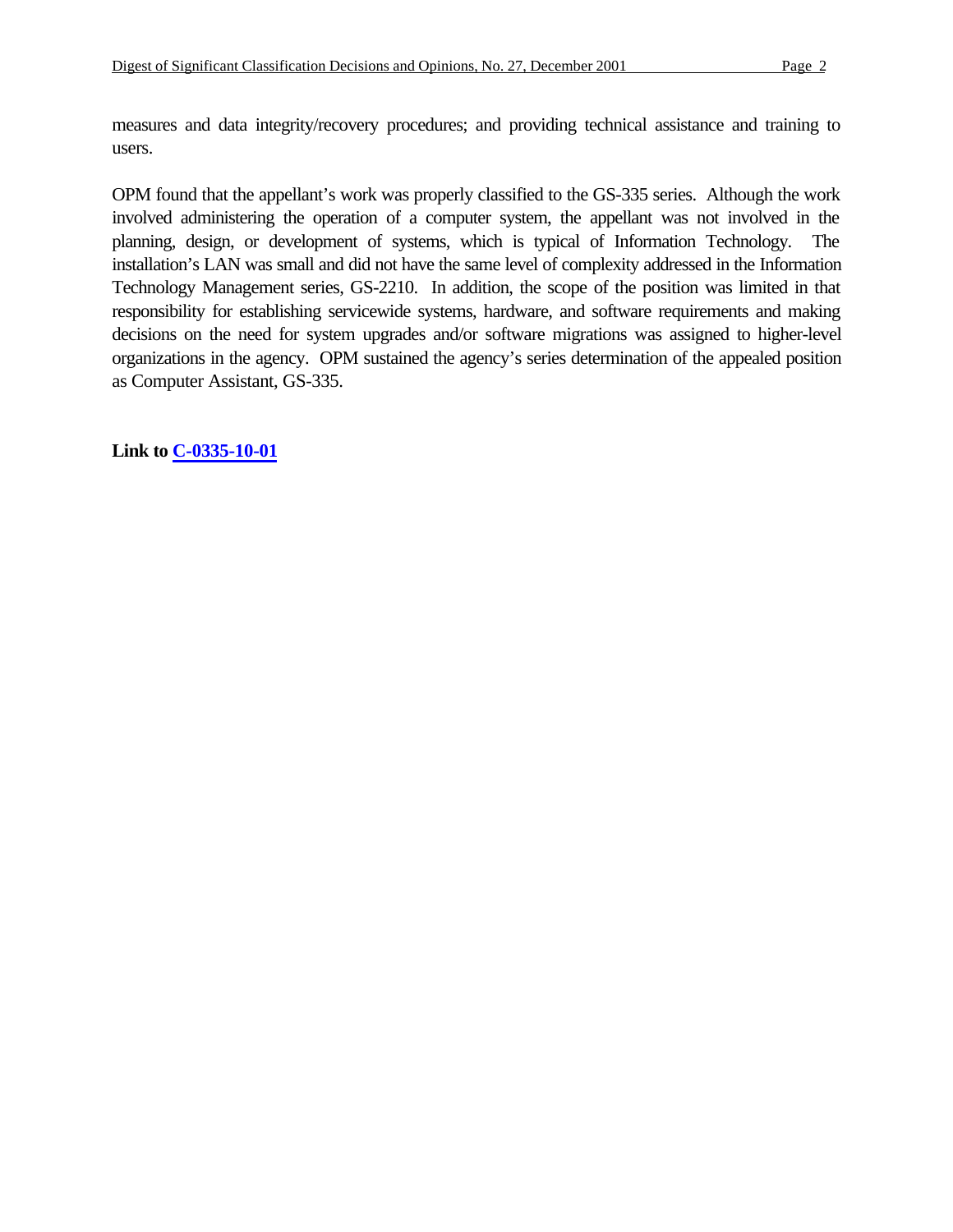measures and data integrity/recovery procedures; and providing technical assistance and training to users.

OPM found that the appellant's work was properly classified to the GS-335 series. Although the work involved administering the operation of a computer system, the appellant was not involved in the planning, design, or development of systems, which is typical of Information Technology. The installation's LAN was small and did not have the same level of complexity addressed in the Information Technology Management series, GS-2210. In addition, the scope of the position was limited in that responsibility for establishing servicewide systems, hardware, and software requirements and making decisions on the need for system upgrades and/or software migrations was assigned to higher-level organizations in the agency. OPM sustained the agency's series determination of the appealed position as Computer Assistant, GS-335.

**Link to C-0335-10-01**